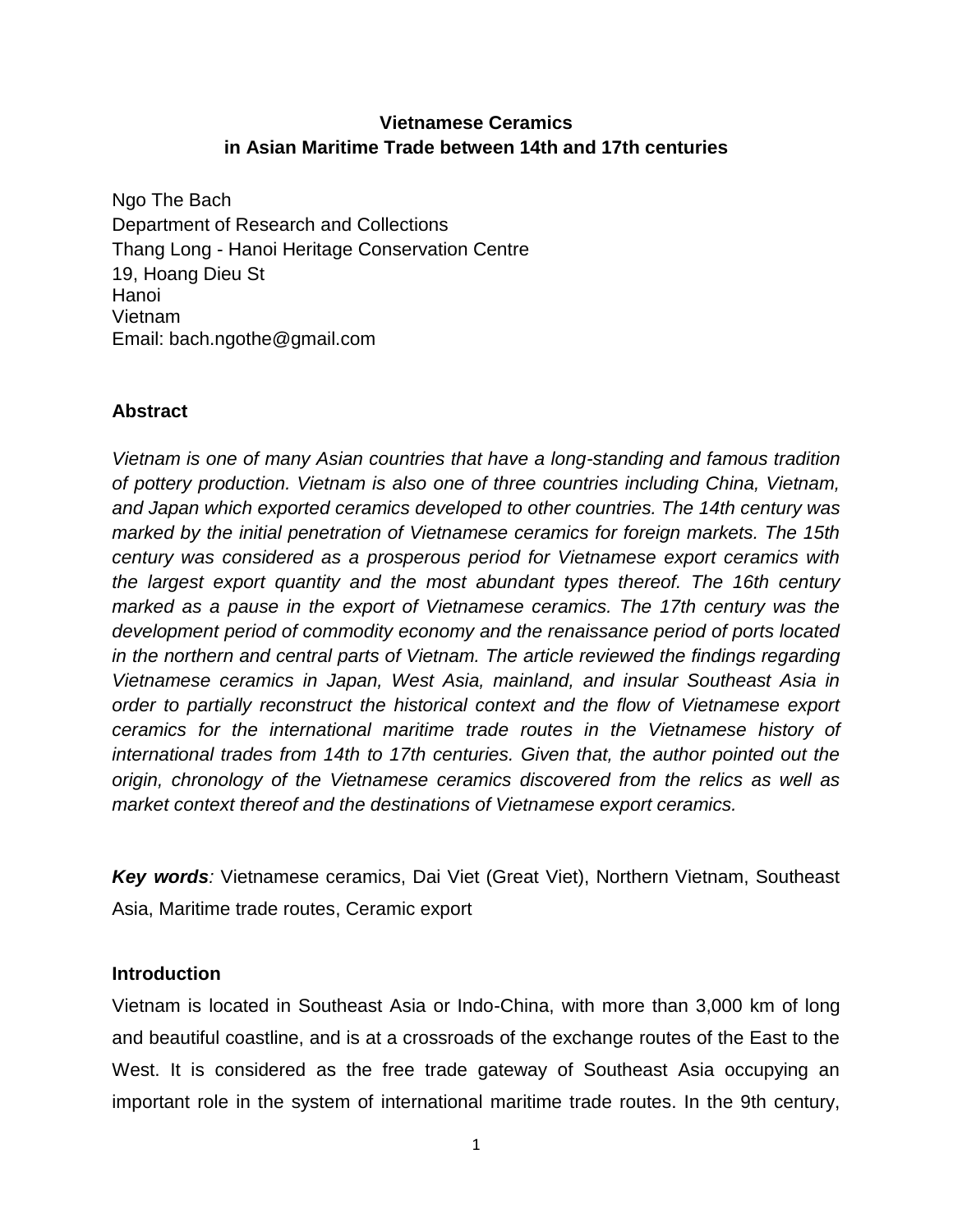# Vietnamese Ceramics in Asian Maritime Trade between 14th and 17th centuries

Ngo The Bach
Department of Research and Collections
Thang Long - Hanoi Heritage Conservation Centre
19, Hoang Dieu St
Hanoi
Vietnam
Email: bach.ngothe@gmail.com

## Abstract

*Vietnam is one of many Asian countries that have a long-standing and famous tradition of pottery production. Vietnam is also one of three countries including China, Vietnam, and Japan which exported ceramics developed to other countries. The 14th century was marked by the initial penetration of Vietnamese ceramics for foreign markets. The 15th century was considered as a prosperous period for Vietnamese export ceramics with the largest export quantity and the most abundant types thereof. The 16th century marked as a pause in the export of Vietnamese ceramics. The 17th century was the development period of commodity economy and the renaissance period of ports located in the northern and central parts of Vietnam. The article reviewed the findings regarding Vietnamese ceramics in Japan, West Asia, mainland, and insular Southeast Asia in order to partially reconstruct the historical context and the flow of Vietnamese export ceramics for the international maritime trade routes in the Vietnamese history of international trades from 14th to 17th centuries. Given that, the author pointed out the origin, chronology of the Vietnamese ceramics discovered from the relics as well as market context thereof and the destinations of Vietnamese export ceramics.*

***Key words****:* Vietnamese ceramics, Dai Viet (Great Viet), Northern Vietnam, Southeast Asia, Maritime trade routes, Ceramic export

## Introduction

Vietnam is located in Southeast Asia or Indo-China, with more than 3,000 km of long and beautiful coastline, and is at a crossroads of the exchange routes of the East to the West. It is considered as the free trade gateway of Southeast Asia occupying an important role in the system of international maritime trade routes. In the 9th century,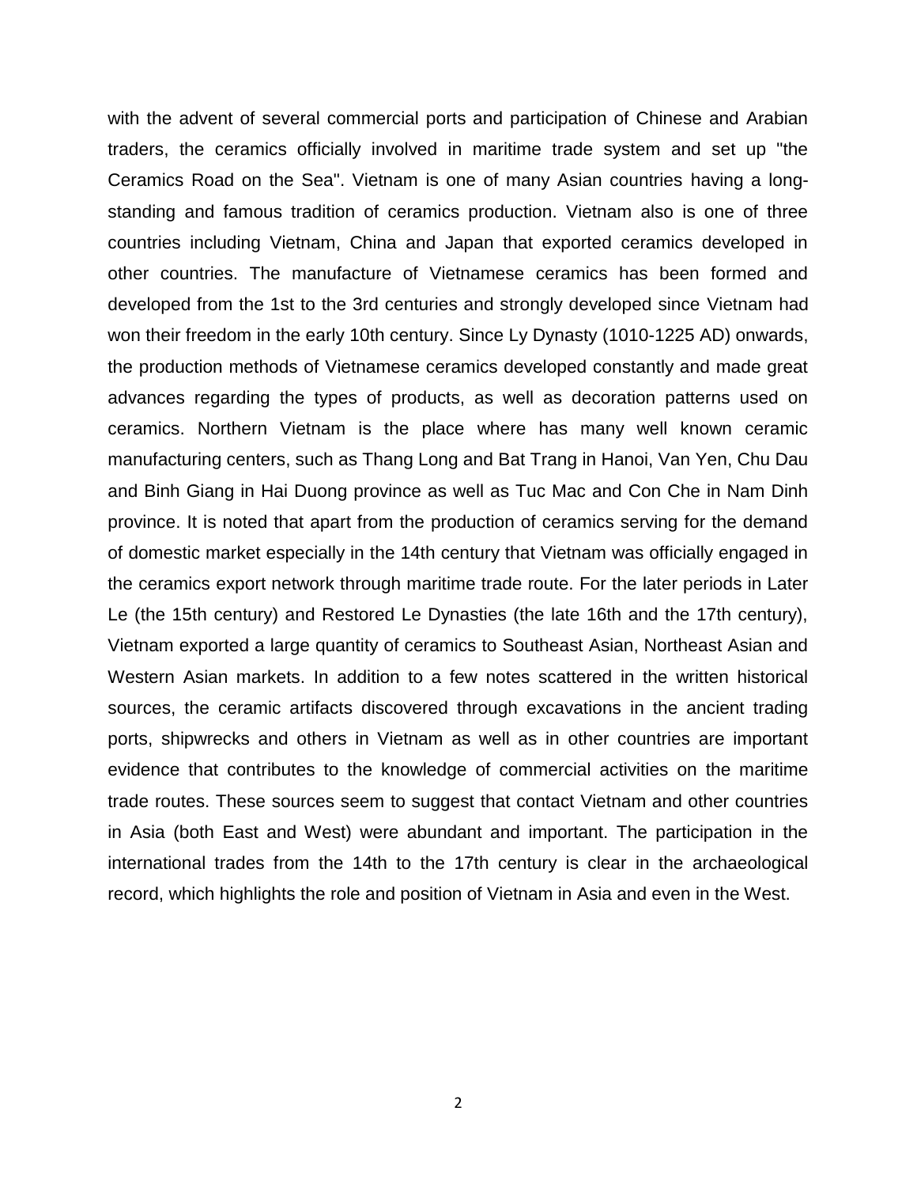with the advent of several commercial ports and participation of Chinese and Arabian traders, the ceramics officially involved in maritime trade system and set up "the Ceramics Road on the Sea". Vietnam is one of many Asian countries having a long-standing and famous tradition of ceramics production. Vietnam also is one of three countries including Vietnam, China and Japan that exported ceramics developed in other countries. The manufacture of Vietnamese ceramics has been formed and developed from the 1st to the 3rd centuries and strongly developed since Vietnam had won their freedom in the early 10th century. Since Ly Dynasty (1010-1225 AD) onwards, the production methods of Vietnamese ceramics developed constantly and made great advances regarding the types of products, as well as decoration patterns used on ceramics. Northern Vietnam is the place where has many well known ceramic manufacturing centers, such as Thang Long and Bat Trang in Hanoi, Van Yen, Chu Dau and Binh Giang in Hai Duong province as well as Tuc Mac and Con Che in Nam Dinh province. It is noted that apart from the production of ceramics serving for the demand of domestic market especially in the 14th century that Vietnam was officially engaged in the ceramics export network through maritime trade route. For the later periods in Later Le (the 15th century) and Restored Le Dynasties (the late 16th and the 17th century), Vietnam exported a large quantity of ceramics to Southeast Asian, Northeast Asian and Western Asian markets. In addition to a few notes scattered in the written historical sources, the ceramic artifacts discovered through excavations in the ancient trading ports, shipwrecks and others in Vietnam as well as in other countries are important evidence that contributes to the knowledge of commercial activities on the maritime trade routes. These sources seem to suggest that contact Vietnam and other countries in Asia (both East and West) were abundant and important. The participation in the international trades from the 14th to the 17th century is clear in the archaeological record, which highlights the role and position of Vietnam in Asia and even in the West.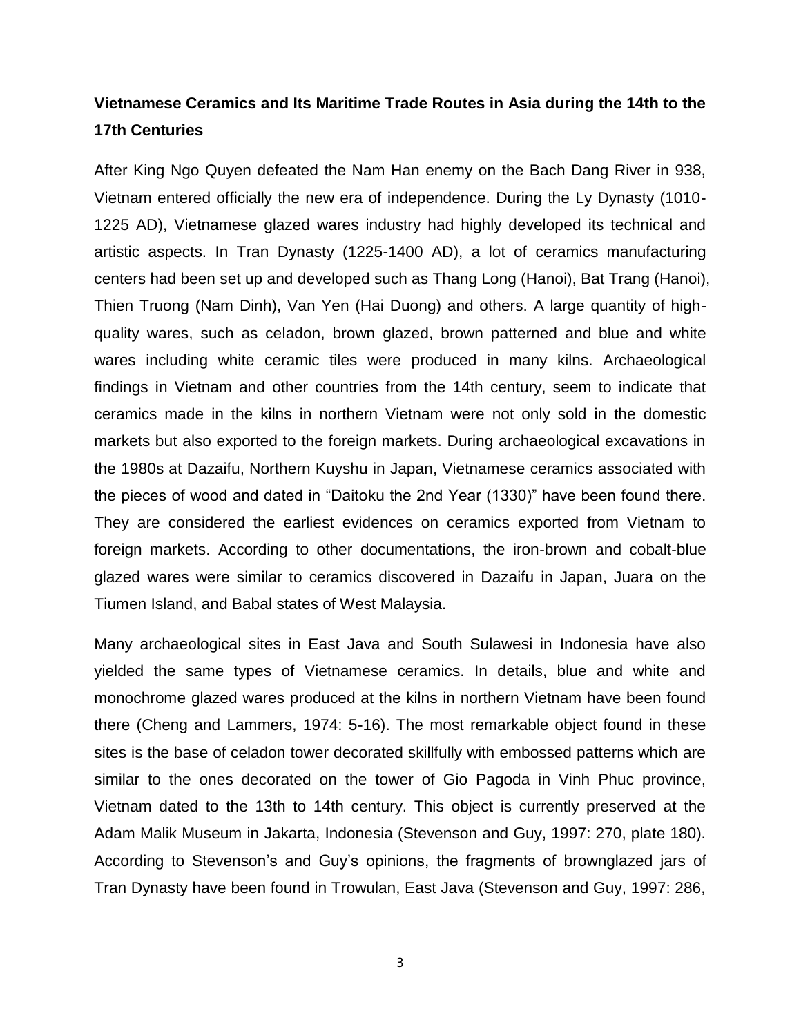## Vietnamese Ceramics and Its Maritime Trade Routes in Asia during the 14th to the 17th Centuries

After King Ngo Quyen defeated the Nam Han enemy on the Bach Dang River in 938, Vietnam entered officially the new era of independence. During the Ly Dynasty (1010-1225 AD), Vietnamese glazed wares industry had highly developed its technical and artistic aspects. In Tran Dynasty (1225-1400 AD), a lot of ceramics manufacturing centers had been set up and developed such as Thang Long (Hanoi), Bat Trang (Hanoi), Thien Truong (Nam Dinh), Van Yen (Hai Duong) and others. A large quantity of high-quality wares, such as celadon, brown glazed, brown patterned and blue and white wares including white ceramic tiles were produced in many kilns. Archaeological findings in Vietnam and other countries from the 14th century, seem to indicate that ceramics made in the kilns in northern Vietnam were not only sold in the domestic markets but also exported to the foreign markets. During archaeological excavations in the 1980s at Dazaifu, Northern Kuyshu in Japan, Vietnamese ceramics associated with the pieces of wood and dated in "Daitoku the 2nd Year (1330)" have been found there. They are considered the earliest evidences on ceramics exported from Vietnam to foreign markets. According to other documentations, the iron-brown and cobalt-blue glazed wares were similar to ceramics discovered in Dazaifu in Japan, Juara on the Tiumen Island, and Babal states of West Malaysia.

Many archaeological sites in East Java and South Sulawesi in Indonesia have also yielded the same types of Vietnamese ceramics. In details, blue and white and monochrome glazed wares produced at the kilns in northern Vietnam have been found there (Cheng and Lammers, 1974: 5-16). The most remarkable object found in these sites is the base of celadon tower decorated skillfully with embossed patterns which are similar to the ones decorated on the tower of Gio Pagoda in Vinh Phuc province, Vietnam dated to the 13th to 14th century. This object is currently preserved at the Adam Malik Museum in Jakarta, Indonesia (Stevenson and Guy, 1997: 270, plate 180). According to Stevenson's and Guy's opinions, the fragments of brownglazed jars of Tran Dynasty have been found in Trowulan, East Java (Stevenson and Guy, 1997: 286,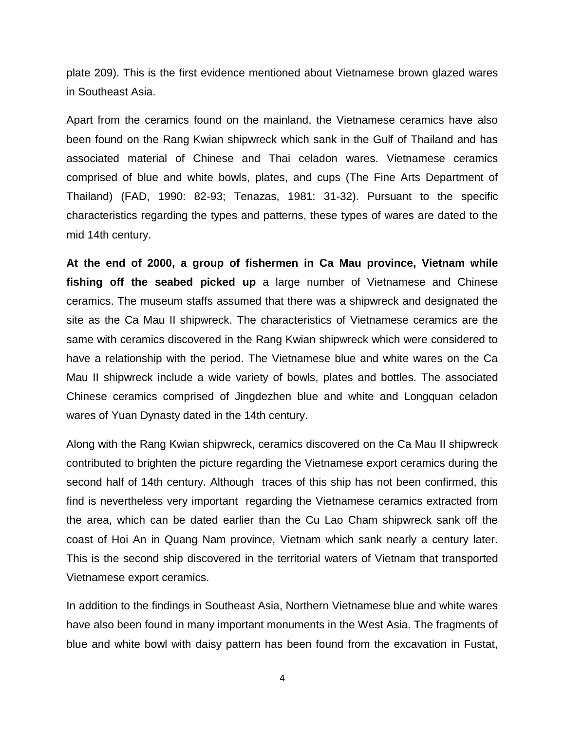plate 209). This is the first evidence mentioned about Vietnamese brown glazed wares in Southeast Asia.

Apart from the ceramics found on the mainland, the Vietnamese ceramics have also been found on the Rang Kwian shipwreck which sank in the Gulf of Thailand and has associated material of Chinese and Thai celadon wares. Vietnamese ceramics comprised of blue and white bowls, plates, and cups (The Fine Arts Department of Thailand) (FAD, 1990: 82-93; Tenazas, 1981: 31-32). Pursuant to the specific characteristics regarding the types and patterns, these types of wares are dated to the mid 14th century.

**At the end of 2000, a group of fishermen in Ca Mau province, Vietnam while fishing off the seabed picked up** a large number of Vietnamese and Chinese ceramics. The museum staffs assumed that there was a shipwreck and designated the site as the Ca Mau II shipwreck. The characteristics of Vietnamese ceramics are the same with ceramics discovered in the Rang Kwian shipwreck which were considered to have a relationship with the period. The Vietnamese blue and white wares on the Ca Mau II shipwreck include a wide variety of bowls, plates and bottles. The associated Chinese ceramics comprised of Jingdezhen blue and white and Longquan celadon wares of Yuan Dynasty dated in the 14th century.

Along with the Rang Kwian shipwreck, ceramics discovered on the Ca Mau II shipwreck contributed to brighten the picture regarding the Vietnamese export ceramics during the second half of 14th century. Although traces of this ship has not been confirmed, this find is nevertheless very important regarding the Vietnamese ceramics extracted from the area, which can be dated earlier than the Cu Lao Cham shipwreck sank off the coast of Hoi An in Quang Nam province, Vietnam which sank nearly a century later. This is the second ship discovered in the territorial waters of Vietnam that transported Vietnamese export ceramics.

In addition to the findings in Southeast Asia, Northern Vietnamese blue and white wares have also been found in many important monuments in the West Asia. The fragments of blue and white bowl with daisy pattern has been found from the excavation in Fustat,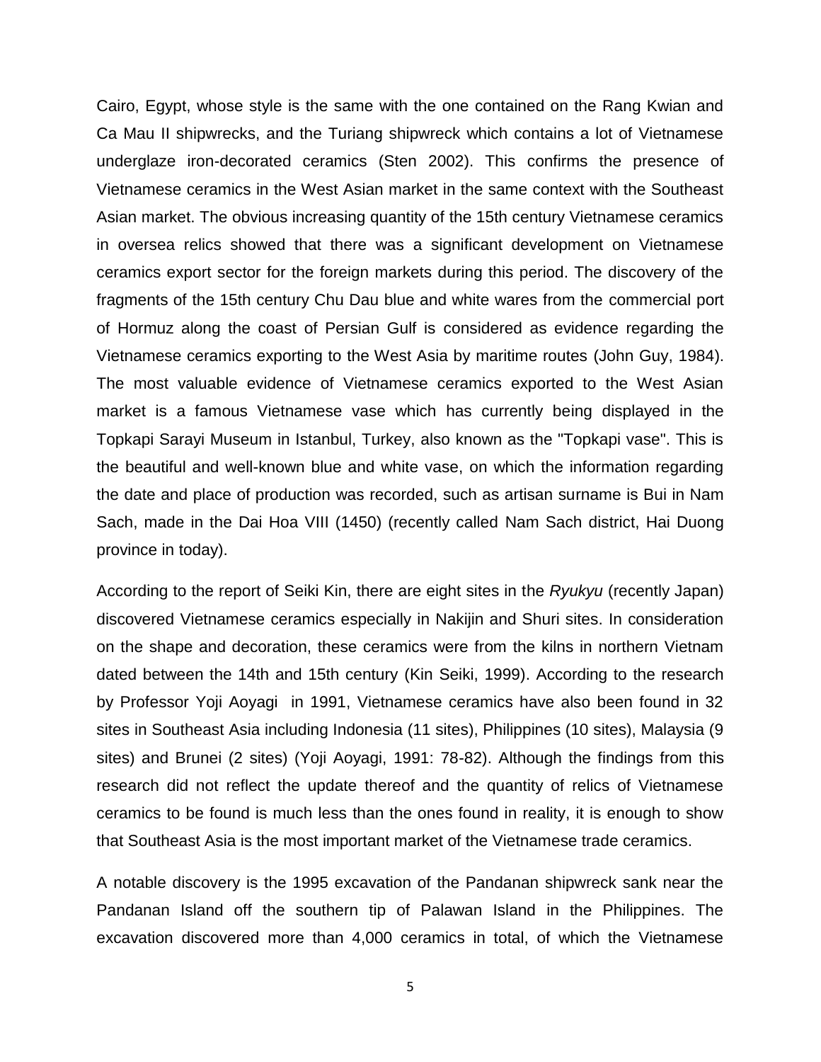Cairo, Egypt, whose style is the same with the one contained on the Rang Kwian and Ca Mau II shipwrecks, and the Turiang shipwreck which contains a lot of Vietnamese underglaze iron-decorated ceramics (Sten 2002). This confirms the presence of Vietnamese ceramics in the West Asian market in the same context with the Southeast Asian market. The obvious increasing quantity of the 15th century Vietnamese ceramics in oversea relics showed that there was a significant development on Vietnamese ceramics export sector for the foreign markets during this period. The discovery of the fragments of the 15th century Chu Dau blue and white wares from the commercial port of Hormuz along the coast of Persian Gulf is considered as evidence regarding the Vietnamese ceramics exporting to the West Asia by maritime routes (John Guy, 1984). The most valuable evidence of Vietnamese ceramics exported to the West Asian market is a famous Vietnamese vase which has currently being displayed in the Topkapi Sarayi Museum in Istanbul, Turkey, also known as the "Topkapi vase". This is the beautiful and well-known blue and white vase, on which the information regarding the date and place of production was recorded, such as artisan surname is Bui in Nam Sach, made in the Dai Hoa VIII (1450) (recently called Nam Sach district, Hai Duong province in today).

According to the report of Seiki Kin, there are eight sites in the *Ryukyu* (recently Japan) discovered Vietnamese ceramics especially in Nakijin and Shuri sites. In consideration on the shape and decoration, these ceramics were from the kilns in northern Vietnam dated between the 14th and 15th century (Kin Seiki, 1999). According to the research by Professor Yoji Aoyagi in 1991, Vietnamese ceramics have also been found in 32 sites in Southeast Asia including Indonesia (11 sites), Philippines (10 sites), Malaysia (9 sites) and Brunei (2 sites) (Yoji Aoyagi, 1991: 78-82). Although the findings from this research did not reflect the update thereof and the quantity of relics of Vietnamese ceramics to be found is much less than the ones found in reality, it is enough to show that Southeast Asia is the most important market of the Vietnamese trade ceramics.

A notable discovery is the 1995 excavation of the Pandanan shipwreck sank near the Pandanan Island off the southern tip of Palawan Island in the Philippines. The excavation discovered more than 4,000 ceramics in total, of which the Vietnamese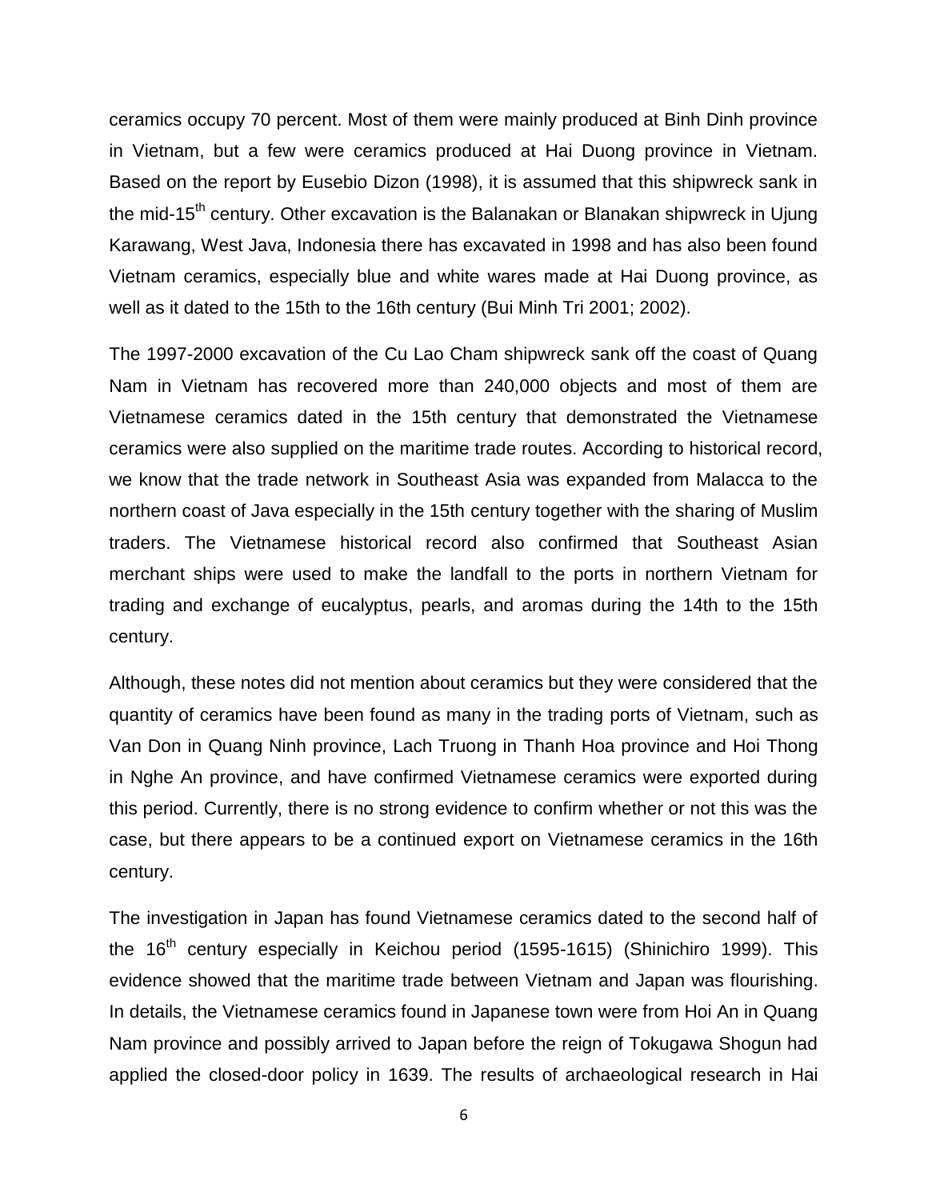ceramics occupy 70 percent. Most of them were mainly produced at Binh Dinh province in Vietnam, but a few were ceramics produced at Hai Duong province in Vietnam. Based on the report by Eusebio Dizon (1998), it is assumed that this shipwreck sank in the mid-15th century. Other excavation is the Balanakan or Blanakan shipwreck in Ujung Karawang, West Java, Indonesia there has excavated in 1998 and has also been found Vietnam ceramics, especially blue and white wares made at Hai Duong province, as well as it dated to the 15th to the 16th century (Bui Minh Tri 2001; 2002).

The 1997-2000 excavation of the Cu Lao Cham shipwreck sank off the coast of Quang Nam in Vietnam has recovered more than 240,000 objects and most of them are Vietnamese ceramics dated in the 15th century that demonstrated the Vietnamese ceramics were also supplied on the maritime trade routes. According to historical record, we know that the trade network in Southeast Asia was expanded from Malacca to the northern coast of Java especially in the 15th century together with the sharing of Muslim traders. The Vietnamese historical record also confirmed that Southeast Asian merchant ships were used to make the landfall to the ports in northern Vietnam for trading and exchange of eucalyptus, pearls, and aromas during the 14th to the 15th century.

Although, these notes did not mention about ceramics but they were considered that the quantity of ceramics have been found as many in the trading ports of Vietnam, such as Van Don in Quang Ninh province, Lach Truong in Thanh Hoa province and Hoi Thong in Nghe An province, and have confirmed Vietnamese ceramics were exported during this period. Currently, there is no strong evidence to confirm whether or not this was the case, but there appears to be a continued export on Vietnamese ceramics in the 16th century.

The investigation in Japan has found Vietnamese ceramics dated to the second half of the 16th century especially in Keichou period (1595-1615) (Shinichiro 1999). This evidence showed that the maritime trade between Vietnam and Japan was flourishing. In details, the Vietnamese ceramics found in Japanese town were from Hoi An in Quang Nam province and possibly arrived to Japan before the reign of Tokugawa Shogun had applied the closed-door policy in 1639. The results of archaeological research in Hai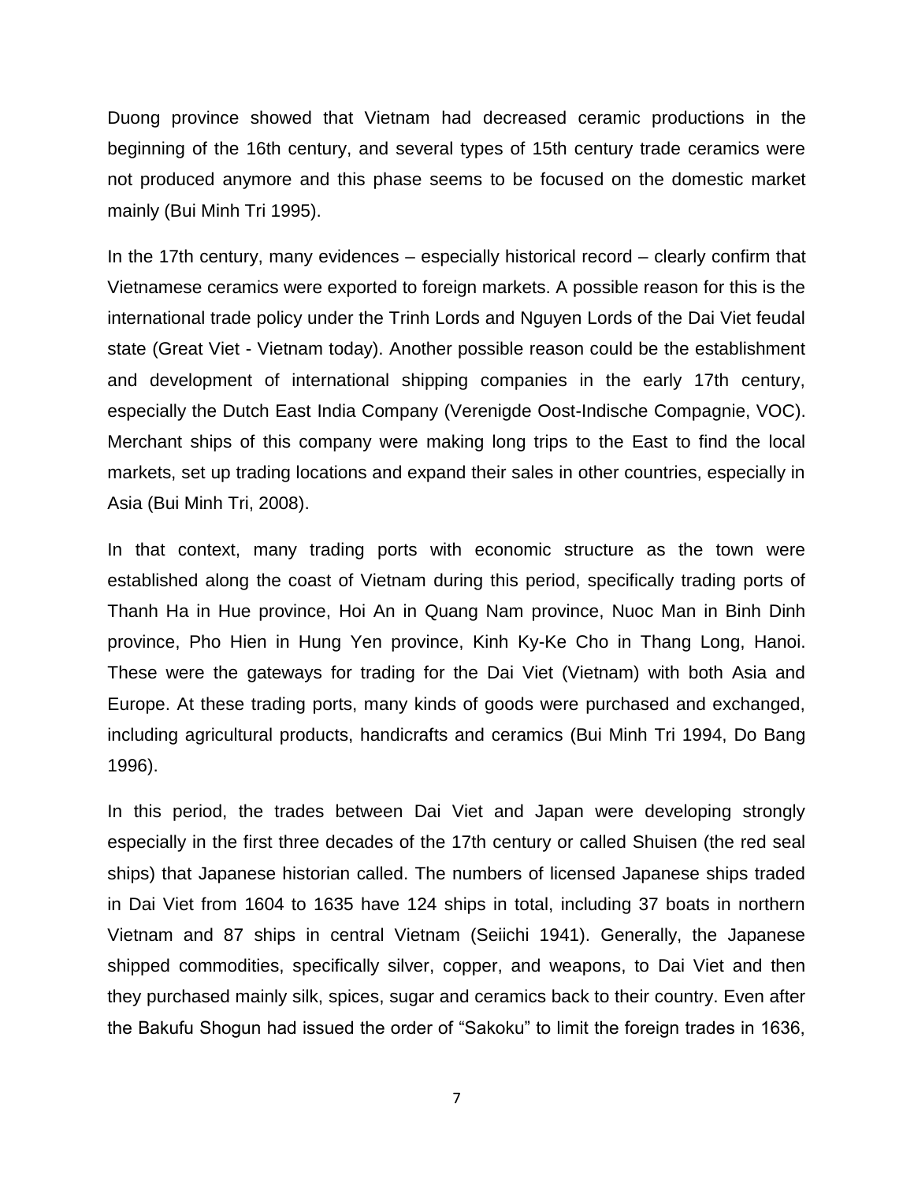Duong province showed that Vietnam had decreased ceramic productions in the beginning of the 16th century, and several types of 15th century trade ceramics were not produced anymore and this phase seems to be focused on the domestic market mainly (Bui Minh Tri 1995).

In the 17th century, many evidences – especially historical record – clearly confirm that Vietnamese ceramics were exported to foreign markets. A possible reason for this is the international trade policy under the Trinh Lords and Nguyen Lords of the Dai Viet feudal state (Great Viet - Vietnam today). Another possible reason could be the establishment and development of international shipping companies in the early 17th century, especially the Dutch East India Company (Verenigde Oost-Indische Compagnie, VOC). Merchant ships of this company were making long trips to the East to find the local markets, set up trading locations and expand their sales in other countries, especially in Asia (Bui Minh Tri, 2008).

In that context, many trading ports with economic structure as the town were established along the coast of Vietnam during this period, specifically trading ports of Thanh Ha in Hue province, Hoi An in Quang Nam province, Nuoc Man in Binh Dinh province, Pho Hien in Hung Yen province, Kinh Ky-Ke Cho in Thang Long, Hanoi. These were the gateways for trading for the Dai Viet (Vietnam) with both Asia and Europe. At these trading ports, many kinds of goods were purchased and exchanged, including agricultural products, handicrafts and ceramics (Bui Minh Tri 1994, Do Bang 1996).

In this period, the trades between Dai Viet and Japan were developing strongly especially in the first three decades of the 17th century or called Shuisen (the red seal ships) that Japanese historian called. The numbers of licensed Japanese ships traded in Dai Viet from 1604 to 1635 have 124 ships in total, including 37 boats in northern Vietnam and 87 ships in central Vietnam (Seiichi 1941). Generally, the Japanese shipped commodities, specifically silver, copper, and weapons, to Dai Viet and then they purchased mainly silk, spices, sugar and ceramics back to their country. Even after the Bakufu Shogun had issued the order of "Sakoku" to limit the foreign trades in 1636,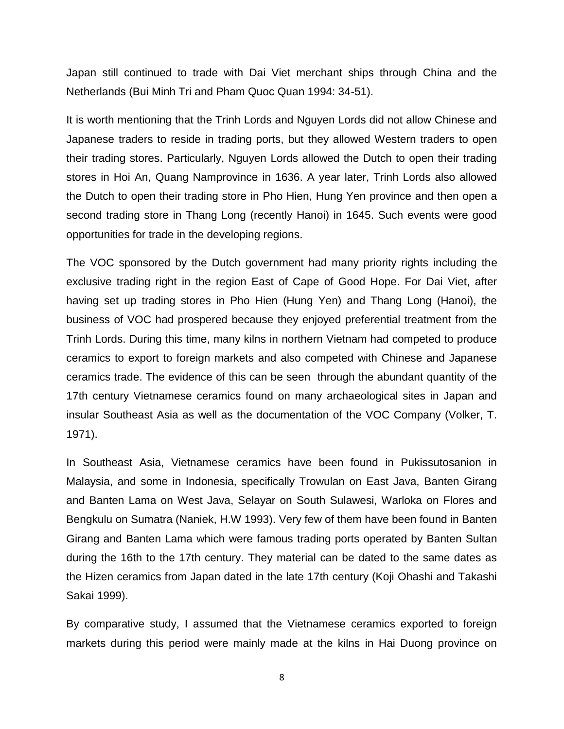Japan still continued to trade with Dai Viet merchant ships through China and the Netherlands (Bui Minh Tri and Pham Quoc Quan 1994: 34-51).

It is worth mentioning that the Trinh Lords and Nguyen Lords did not allow Chinese and Japanese traders to reside in trading ports, but they allowed Western traders to open their trading stores. Particularly, Nguyen Lords allowed the Dutch to open their trading stores in Hoi An, Quang Namprovince in 1636. A year later, Trinh Lords also allowed the Dutch to open their trading store in Pho Hien, Hung Yen province and then open a second trading store in Thang Long (recently Hanoi) in 1645. Such events were good opportunities for trade in the developing regions.

The VOC sponsored by the Dutch government had many priority rights including the exclusive trading right in the region East of Cape of Good Hope. For Dai Viet, after having set up trading stores in Pho Hien (Hung Yen) and Thang Long (Hanoi), the business of VOC had prospered because they enjoyed preferential treatment from the Trinh Lords. During this time, many kilns in northern Vietnam had competed to produce ceramics to export to foreign markets and also competed with Chinese and Japanese ceramics trade. The evidence of this can be seen through the abundant quantity of the 17th century Vietnamese ceramics found on many archaeological sites in Japan and insular Southeast Asia as well as the documentation of the VOC Company (Volker, T. 1971).

In Southeast Asia, Vietnamese ceramics have been found in Pukissutosanion in Malaysia, and some in Indonesia, specifically Trowulan on East Java, Banten Girang and Banten Lama on West Java, Selayar on South Sulawesi, Warloka on Flores and Bengkulu on Sumatra (Naniek, H.W 1993). Very few of them have been found in Banten Girang and Banten Lama which were famous trading ports operated by Banten Sultan during the 16th to the 17th century. They material can be dated to the same dates as the Hizen ceramics from Japan dated in the late 17th century (Koji Ohashi and Takashi Sakai 1999).

By comparative study, I assumed that the Vietnamese ceramics exported to foreign markets during this period were mainly made at the kilns in Hai Duong province on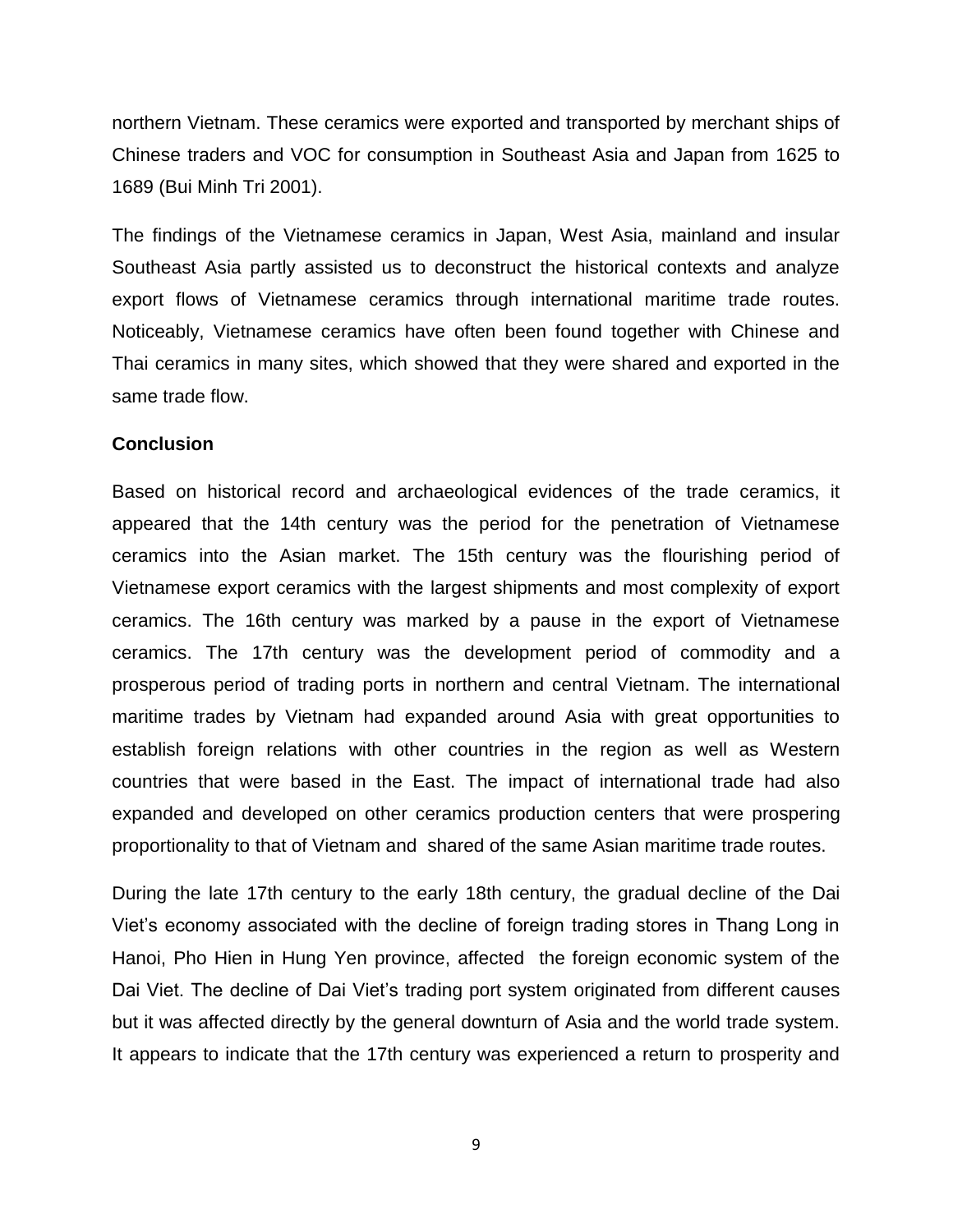northern Vietnam. These ceramics were exported and transported by merchant ships of Chinese traders and VOC for consumption in Southeast Asia and Japan from 1625 to 1689 (Bui Minh Tri 2001).

The findings of the Vietnamese ceramics in Japan, West Asia, mainland and insular Southeast Asia partly assisted us to deconstruct the historical contexts and analyze export flows of Vietnamese ceramics through international maritime trade routes. Noticeably, Vietnamese ceramics have often been found together with Chinese and Thai ceramics in many sites, which showed that they were shared and exported in the same trade flow.

## Conclusion

Based on historical record and archaeological evidences of the trade ceramics, it appeared that the 14th century was the period for the penetration of Vietnamese ceramics into the Asian market. The 15th century was the flourishing period of Vietnamese export ceramics with the largest shipments and most complexity of export ceramics. The 16th century was marked by a pause in the export of Vietnamese ceramics. The 17th century was the development period of commodity and a prosperous period of trading ports in northern and central Vietnam. The international maritime trades by Vietnam had expanded around Asia with great opportunities to establish foreign relations with other countries in the region as well as Western countries that were based in the East. The impact of international trade had also expanded and developed on other ceramics production centers that were prospering proportionality to that of Vietnam and shared of the same Asian maritime trade routes.

During the late 17th century to the early 18th century, the gradual decline of the Dai Viet's economy associated with the decline of foreign trading stores in Thang Long in Hanoi, Pho Hien in Hung Yen province, affected the foreign economic system of the Dai Viet. The decline of Dai Viet's trading port system originated from different causes but it was affected directly by the general downturn of Asia and the world trade system. It appears to indicate that the 17th century was experienced a return to prosperity and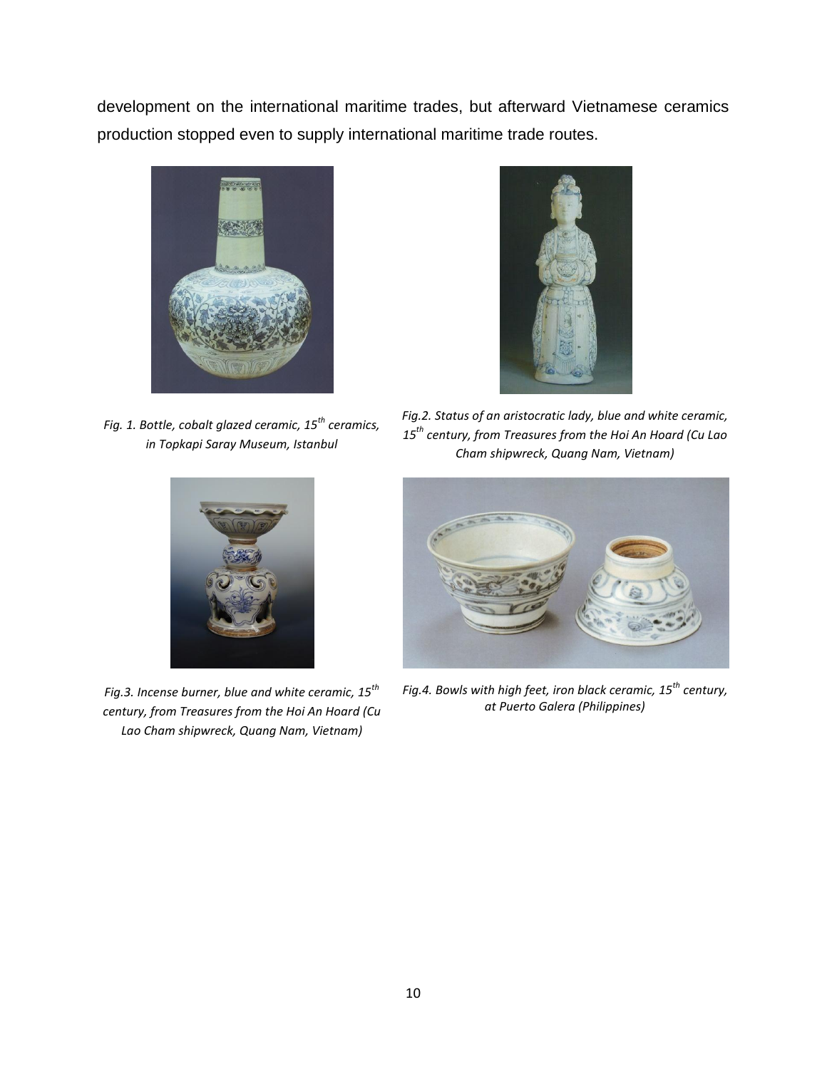development on the international maritime trades, but afterward Vietnamese ceramics production stopped even to supply international maritime trade routes.

*Fig. 1. Bottle, cobalt glazed ceramic, 15th ceramics, in Topkapi Saray Museum, Istanbul*

*Fig.2. Status of an aristocratic lady, blue and white ceramic, 15th century, from Treasures from the Hoi An Hoard (Cu Lao Cham shipwreck, Quang Nam, Vietnam)*

*Fig.3. Incense burner, blue and white ceramic, 15th century, from Treasures from the Hoi An Hoard (Cu Lao Cham shipwreck, Quang Nam, Vietnam)*

*Fig.4. Bowls with high feet, iron black ceramic, 15th century, at Puerto Galera (Philippines)*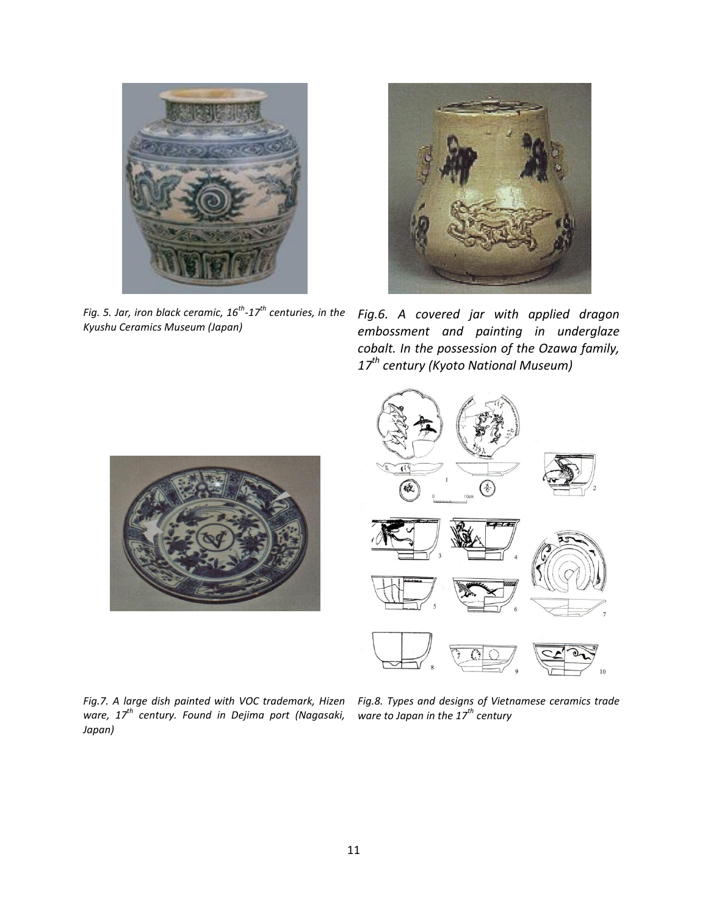*Fig. 5. Jar, iron black ceramic, 16th-17th centuries, in the Kyushu Ceramics Museum (Japan)*

*Fig.6. A covered jar with applied dragon embossment and painting in underglaze cobalt. In the possession of the Ozawa family, 17th century (Kyoto National Museum)*

*Fig.7. A large dish painted with VOC trademark, Hizen ware, 17th century. Found in Dejima port (Nagasaki, Japan)*

*Fig.8. Types and designs of Vietnamese ceramics trade ware to Japan in the 17th century*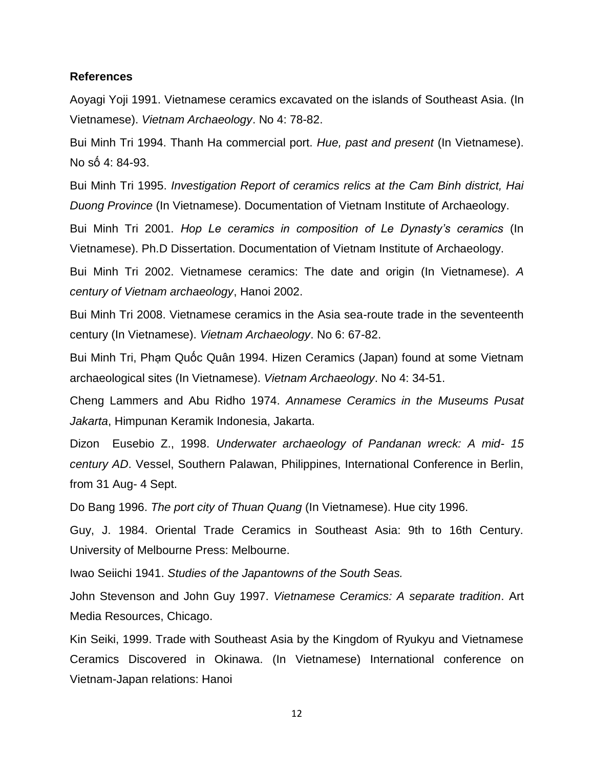**References**

Aoyagi Yoji 1991. Vietnamese ceramics excavated on the islands of Southeast Asia. (In Vietnamese). *Vietnam Archaeology*. No 4: 78-82.

Bui Minh Tri 1994. Thanh Ha commercial port. *Hue, past and present* (In Vietnamese). No số 4: 84-93.

Bui Minh Tri 1995. *Investigation Report of ceramics relics at the Cam Binh district, Hai Duong Province* (In Vietnamese). Documentation of Vietnam Institute of Archaeology.

Bui Minh Tri 2001. *Hop Le ceramics in composition of Le Dynasty's ceramics* (In Vietnamese). Ph.D Dissertation. Documentation of Vietnam Institute of Archaeology.

Bui Minh Tri 2002. Vietnamese ceramics: The date and origin (In Vietnamese). *A century of Vietnam archaeology*, Hanoi 2002.

Bui Minh Tri 2008. Vietnamese ceramics in the Asia sea-route trade in the seventeenth century (In Vietnamese). *Vietnam Archaeology*. No 6: 67-82.

Bui Minh Tri, Phạm Quốc Quân 1994. Hizen Ceramics (Japan) found at some Vietnam archaeological sites (In Vietnamese). *Vietnam Archaeology*. No 4: 34-51.

Cheng Lammers and Abu Ridho 1974. *Annamese Ceramics in the Museums Pusat Jakarta*, Himpunan Keramik Indonesia, Jakarta.

Dizon Eusebio Z., 1998. *Underwater archaeology of Pandanan wreck: A mid- 15 century AD*. Vessel, Southern Palawan, Philippines, International Conference in Berlin, from 31 Aug- 4 Sept.

Do Bang 1996. *The port city of Thuan Quang* (In Vietnamese). Hue city 1996.

Guy, J. 1984. Oriental Trade Ceramics in Southeast Asia: 9th to 16th Century. University of Melbourne Press: Melbourne.

Iwao Seiichi 1941. *Studies of the Japantowns of the South Seas.*

John Stevenson and John Guy 1997. *Vietnamese Ceramics: A separate tradition*. Art Media Resources, Chicago.

Kin Seiki, 1999. Trade with Southeast Asia by the Kingdom of Ryukyu and Vietnamese Ceramics Discovered in Okinawa. (In Vietnamese) International conference on Vietnam-Japan relations: Hanoi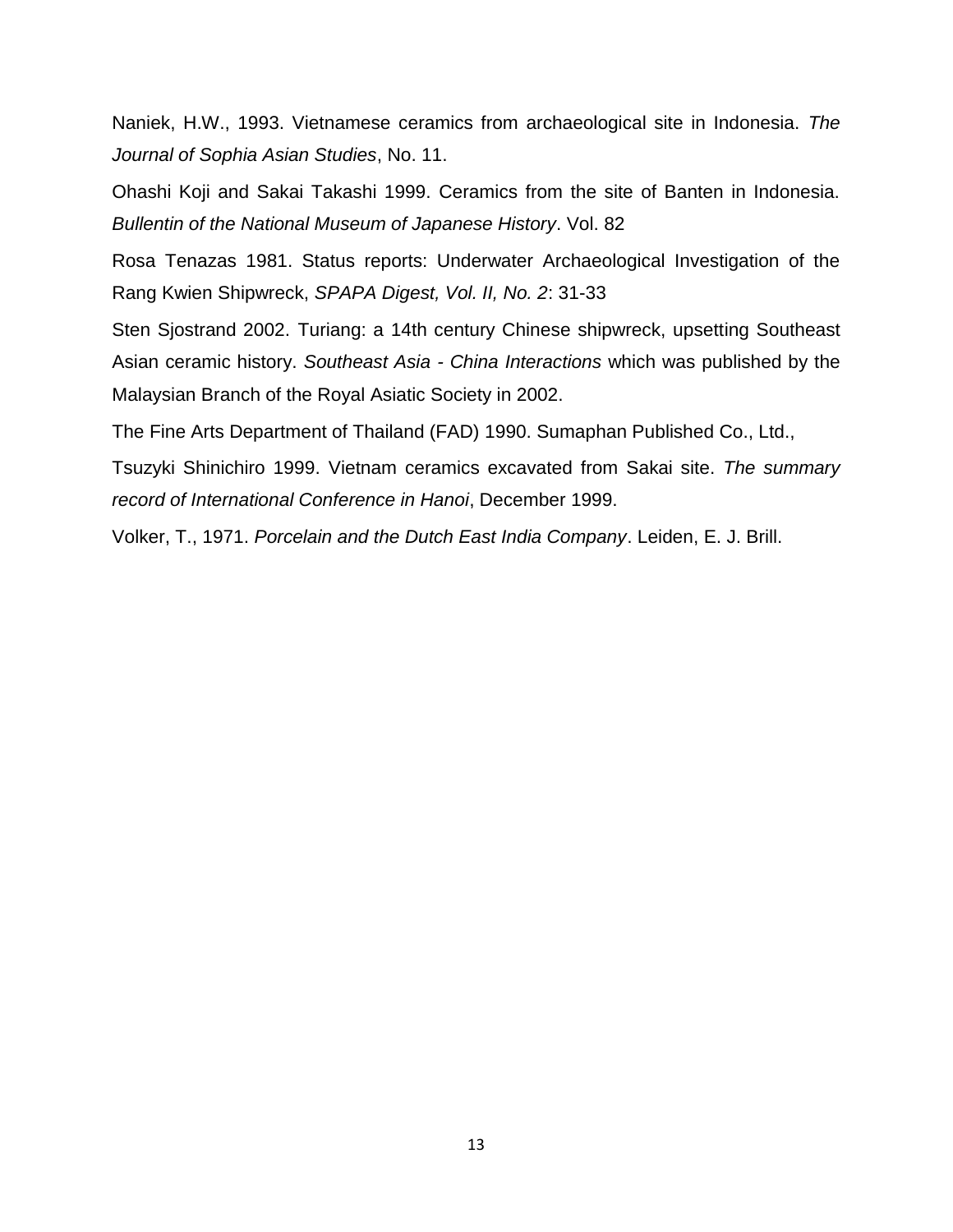Naniek, H.W., 1993. Vietnamese ceramics from archaeological site in Indonesia. *The Journal of Sophia Asian Studies*, No. 11.

Ohashi Koji and Sakai Takashi 1999. Ceramics from the site of Banten in Indonesia. *Bullentin of the National Museum of Japanese History*. Vol. 82

Rosa Tenazas 1981. Status reports: Underwater Archaeological Investigation of the Rang Kwien Shipwreck, *SPAPA Digest, Vol. II, No. 2*: 31-33

Sten Sjostrand 2002. Turiang: a 14th century Chinese shipwreck, upsetting Southeast Asian ceramic history. *Southeast Asia - China Interactions* which was published by the Malaysian Branch of the Royal Asiatic Society in 2002.

The Fine Arts Department of Thailand (FAD) 1990. Sumaphan Published Co., Ltd.,

Tsuzyki Shinichiro 1999. Vietnam ceramics excavated from Sakai site. *The summary record of International Conference in Hanoi*, December 1999.

Volker, T., 1971. *Porcelain and the Dutch East India Company*. Leiden, E. J. Brill.